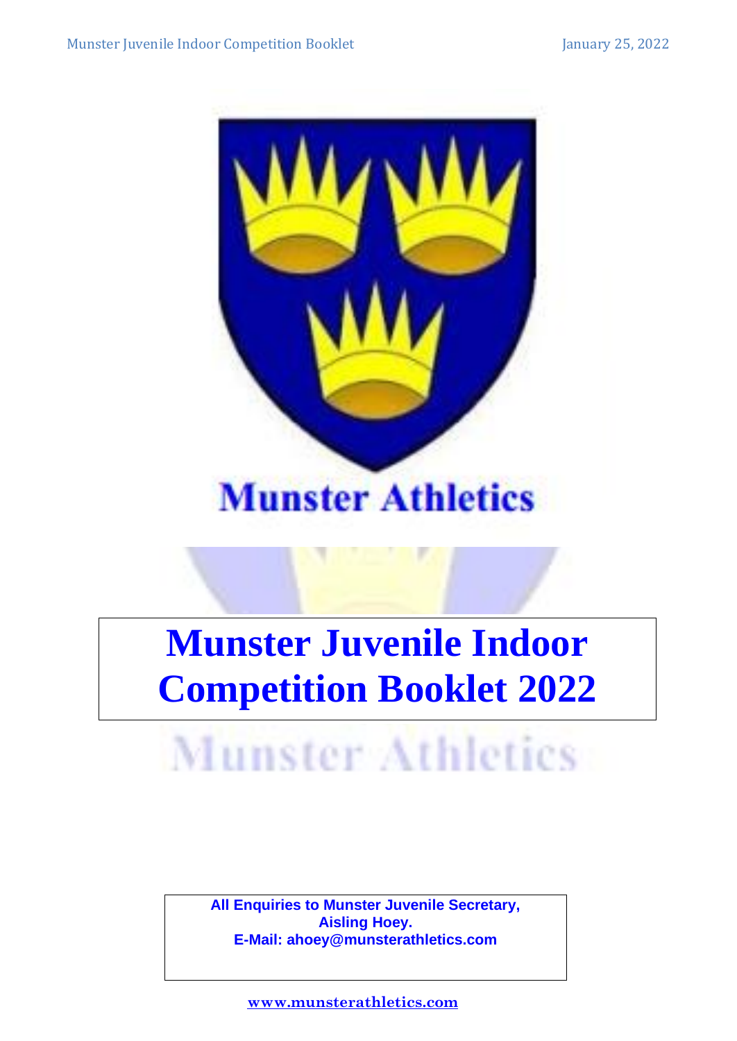Munster Athletics

# Munster Juvenile Indoor Competition Booklet 2022

Munster Athletics

**All Enquiries to Munster Juvenile Secretary, Aisling Hoey.**
**E-Mail: ahoey@munsterathletics.com**

**www.munsterathletics.com**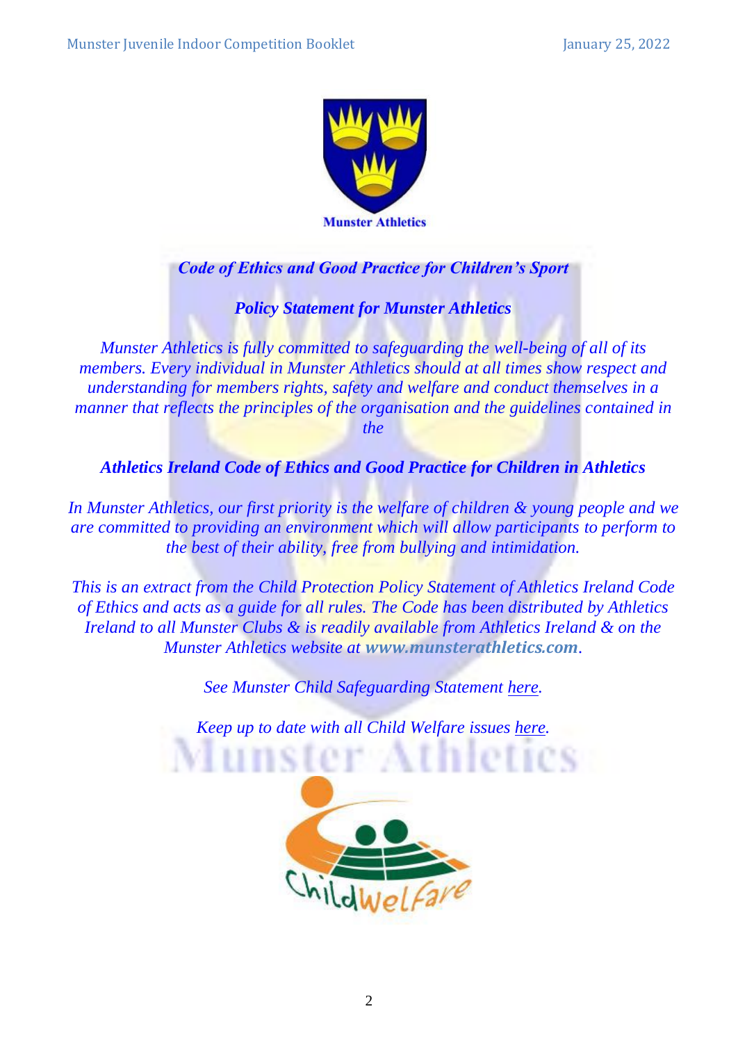Munster Athletics

***Code of Ethics and Good Practice for Children's Sport***

***Policy Statement for Munster Athletics***

*Munster Athletics is fully committed to safeguarding the well-being of all of its members. Every individual in Munster Athletics should at all times show respect and understanding for members rights, safety and welfare and conduct themselves in a manner that reflects the principles of the organisation and the guidelines contained in the*

***Athletics Ireland Code of Ethics and Good Practice for Children in Athletics***

*In Munster Athletics, our first priority is the welfare of children & young people and we are committed to providing an environment which will allow participants to perform to the best of their ability, free from bullying and intimidation.*

*This is an extract from the Child Protection Policy Statement of Athletics Ireland Code of Ethics and acts as a guide for all rules. The Code has been distributed by Athletics Ireland to all Munster Clubs & is readily available from Athletics Ireland & on the Munster Athletics website at* ***www.munsterathletics.com****.*

*See Munster Child Safeguarding Statement here.*

*Keep up to date with all Child Welfare issues here.*

ChildWelfare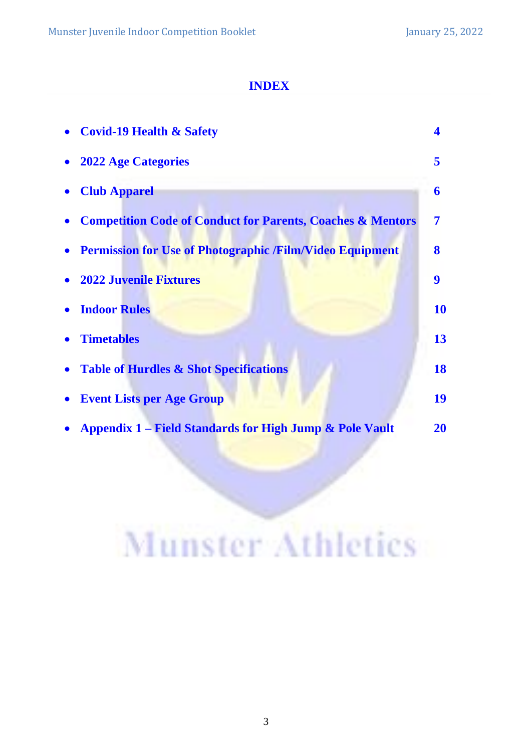# INDEX

- **Covid-19 Health & Safety** **4**
- **2022 Age Categories** **5**
- **Club Apparel** **6**
- **Competition Code of Conduct for Parents, Coaches & Mentors** **7**
- **Permission for Use of Photographic /Film/Video Equipment** **8**
- **2022 Juvenile Fixtures** **9**
- **Indoor Rules** **10**
- **Timetables** **13**
- **Table of Hurdles & Shot Specifications** **18**
- **Event Lists per Age Group** **19**
- **Appendix 1 – Field Standards for High Jump & Pole Vault** **20**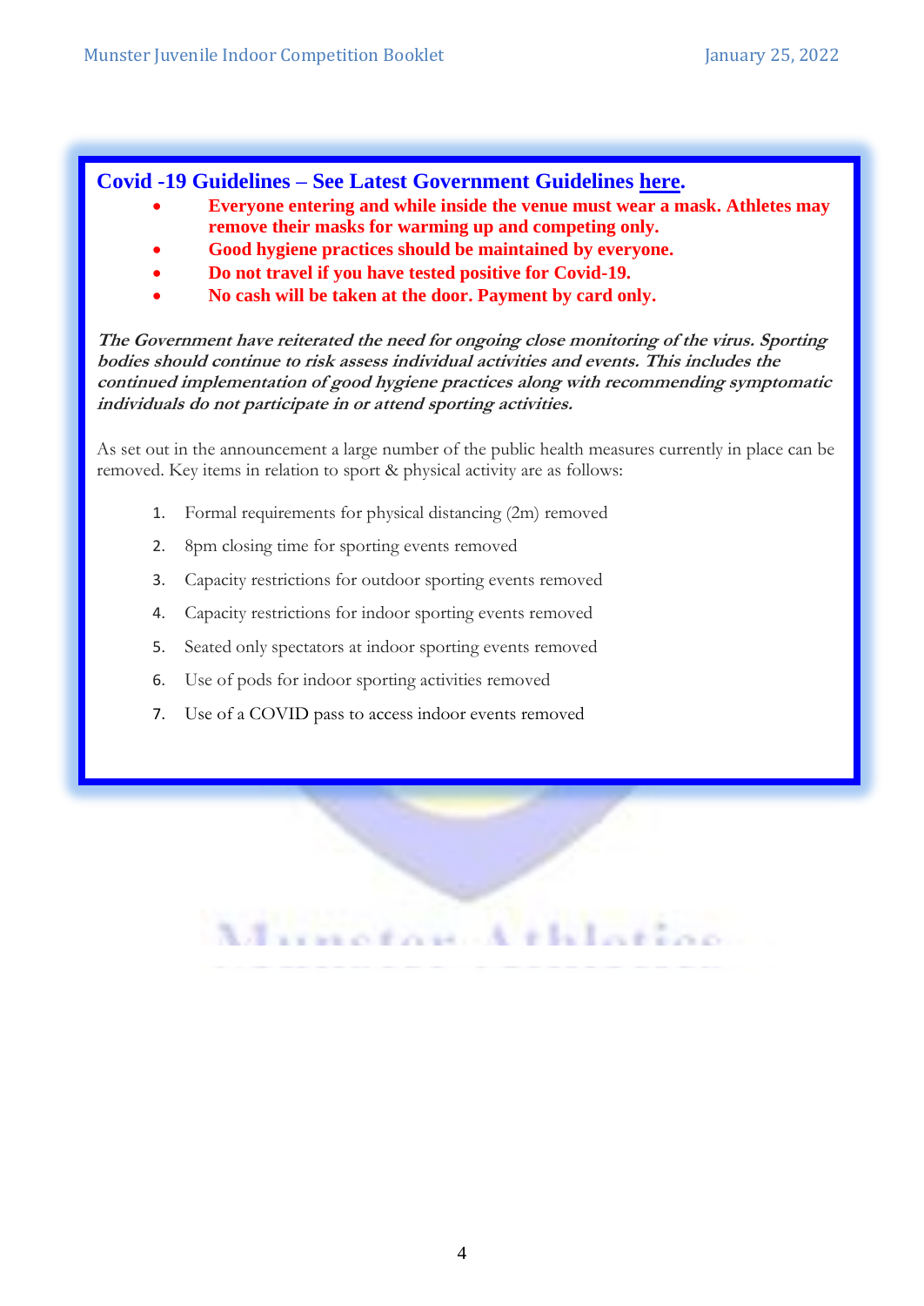## Covid -19 Guidelines – See Latest Government Guidelines here.

- **Everyone entering and while inside the venue must wear a mask. Athletes may remove their masks for warming up and competing only.**
- **Good hygiene practices should be maintained by everyone.**
- **Do not travel if you have tested positive for Covid-19.**
- **No cash will be taken at the door. Payment by card only.**

***The Government have reiterated the need for ongoing close monitoring of the virus. Sporting bodies should continue to risk assess individual activities and events. This includes the continued implementation of good hygiene practices along with recommending symptomatic individuals do not participate in or attend sporting activities.***

As set out in the announcement a large number of the public health measures currently in place can be removed. Key items in relation to sport & physical activity are as follows:

1. Formal requirements for physical distancing (2m) removed
2. 8pm closing time for sporting events removed
3. Capacity restrictions for outdoor sporting events removed
4. Capacity restrictions for indoor sporting events removed
5. Seated only spectators at indoor sporting events removed
6. Use of pods for indoor sporting activities removed
7. Use of a COVID pass to access indoor events removed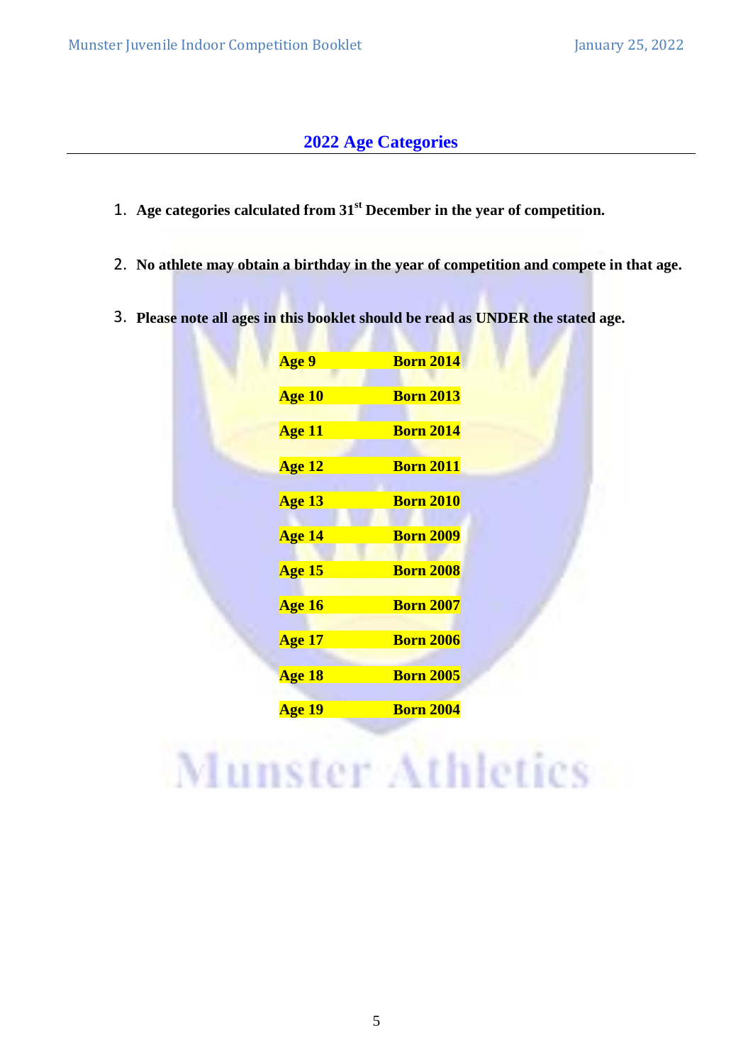## 2022 Age Categories

1. **Age categories calculated from 31st December in the year of competition.**
2. **No athlete may obtain a birthday in the year of competition and compete in that age.**
3. **Please note all ages in this booklet should be read as UNDER the stated age.**

| | |
|---|---|
| **Age 9** | **Born 2014** |
| **Age 10** | **Born 2013** |
| **Age 11** | **Born 2014** |
| **Age 12** | **Born 2011** |
| **Age 13** | **Born 2010** |
| **Age 14** | **Born 2009** |
| **Age 15** | **Born 2008** |
| **Age 16** | **Born 2007** |
| **Age 17** | **Born 2006** |
| **Age 18** | **Born 2005** |
| **Age 19** | **Born 2004** |

Munster Athletics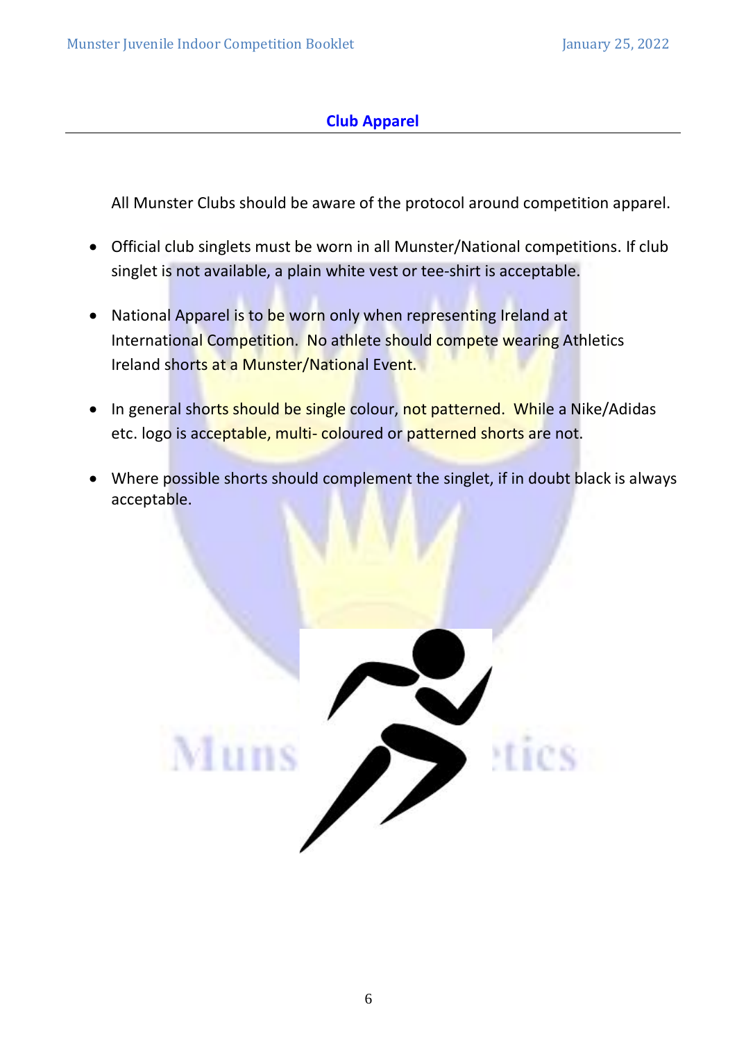## Club Apparel

All Munster Clubs should be aware of the protocol around competition apparel.

- Official club singlets must be worn in all Munster/National competitions. If club singlet is not available, a plain white vest or tee-shirt is acceptable.
- National Apparel is to be worn only when representing Ireland at International Competition. No athlete should compete wearing Athletics Ireland shorts at a Munster/National Event.
- In general shorts should be single colour, not patterned. While a Nike/Adidas etc. logo is acceptable, multi- coloured or patterned shorts are not.
- Where possible shorts should complement the singlet, if in doubt black is always acceptable.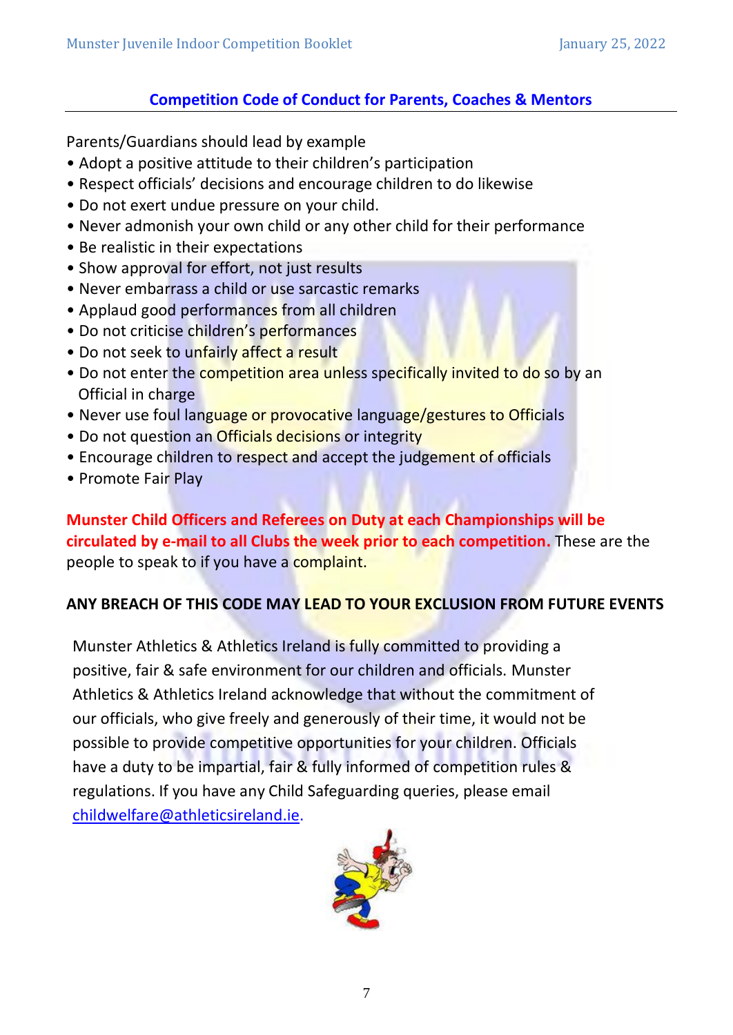## Competition Code of Conduct for Parents, Coaches & Mentors

Parents/Guardians should lead by example

- Adopt a positive attitude to their children's participation
- Respect officials' decisions and encourage children to do likewise
- Do not exert undue pressure on your child.
- Never admonish your own child or any other child for their performance
- Be realistic in their expectations
- Show approval for effort, not just results
- Never embarrass a child or use sarcastic remarks
- Applaud good performances from all children
- Do not criticise children's performances
- Do not seek to unfairly affect a result
- Do not enter the competition area unless specifically invited to do so by an Official in charge
- Never use foul language or provocative language/gestures to Officials
- Do not question an Officials decisions or integrity
- Encourage children to respect and accept the judgement of officials
- Promote Fair Play

**Munster Child Officers and Referees on Duty at each Championships will be circulated by e-mail to all Clubs the week prior to each competition.** These are the people to speak to if you have a complaint.

**ANY BREACH OF THIS CODE MAY LEAD TO YOUR EXCLUSION FROM FUTURE EVENTS**

Munster Athletics & Athletics Ireland is fully committed to providing a positive, fair & safe environment for our children and officials. Munster Athletics & Athletics Ireland acknowledge that without the commitment of our officials, who give freely and generously of their time, it would not be possible to provide competitive opportunities for your children. Officials have a duty to be impartial, fair & fully informed of competition rules & regulations. If you have any Child Safeguarding queries, please email childwelfare@athleticsireland.ie.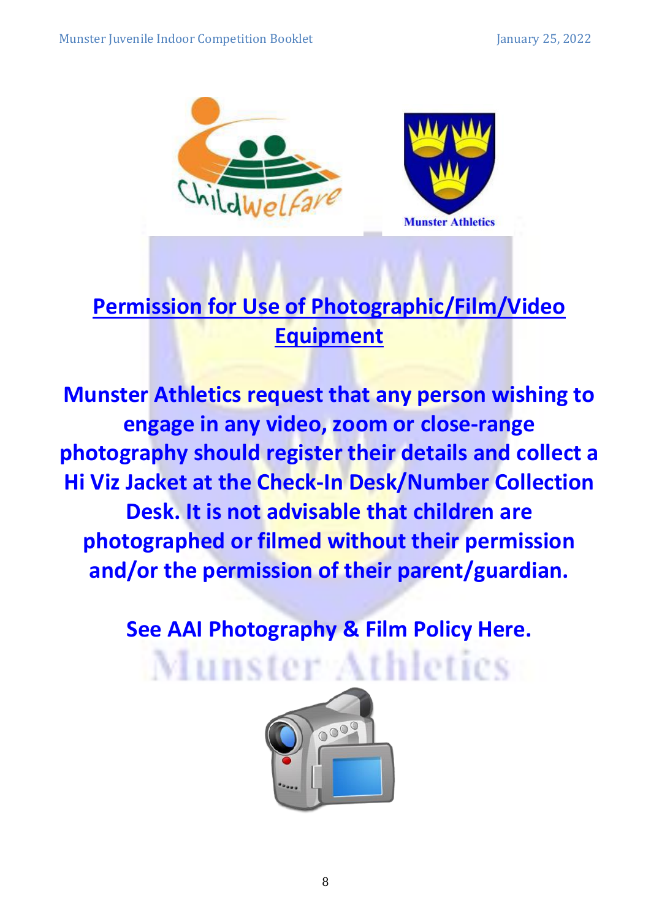# Permission for Use of Photographic/Film/Video Equipment

**Munster Athletics request that any person wishing to engage in any video, zoom or close-range photography should register their details and collect a Hi Viz Jacket at the Check-In Desk/Number Collection Desk. It is not advisable that children are photographed or filmed without their permission and/or the permission of their parent/guardian.**

**See AAI Photography & Film Policy Here.**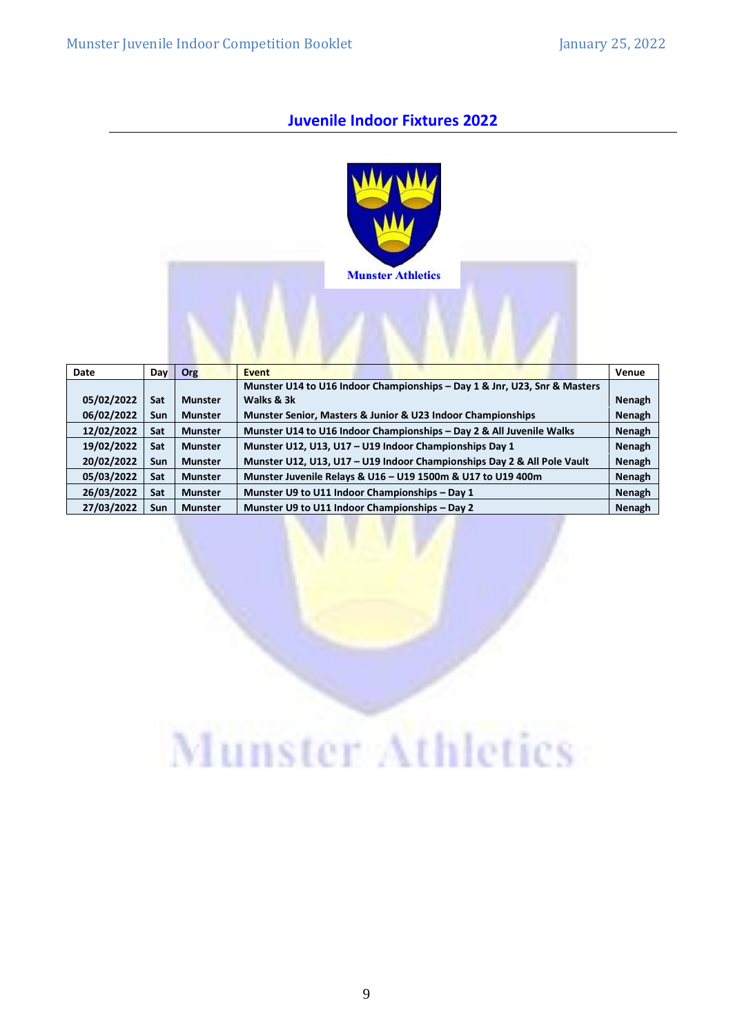## Juvenile Indoor Fixtures 2022

Munster Athletics

| Date | Day | Org | Event | Venue |
|---|---|---|---|---|
| 05/02/2022 | Sat | Munster | Munster U14 to U16 Indoor Championships – Day 1 & Jnr, U23, Snr & Masters Walks & 3k | Nenagh |
| 06/02/2022 | Sun | Munster | Munster Senior, Masters & Junior & U23 Indoor Championships | Nenagh |
| 12/02/2022 | Sat | Munster | Munster U14 to U16 Indoor Championships – Day 2 & All Juvenile Walks | Nenagh |
| 19/02/2022 | Sat | Munster | Munster U12, U13, U17 – U19 Indoor Championships Day 1 | Nenagh |
| 20/02/2022 | Sun | Munster | Munster U12, U13, U17 – U19 Indoor Championships Day 2 & All Pole Vault | Nenagh |
| 05/03/2022 | Sat | Munster | Munster Juvenile Relays & U16 – U19 1500m & U17 to U19 400m | Nenagh |
| 26/03/2022 | Sat | Munster | Munster U9 to U11 Indoor Championships – Day 1 | Nenagh |
| 27/03/2022 | Sun | Munster | Munster U9 to U11 Indoor Championships – Day 2 | Nenagh |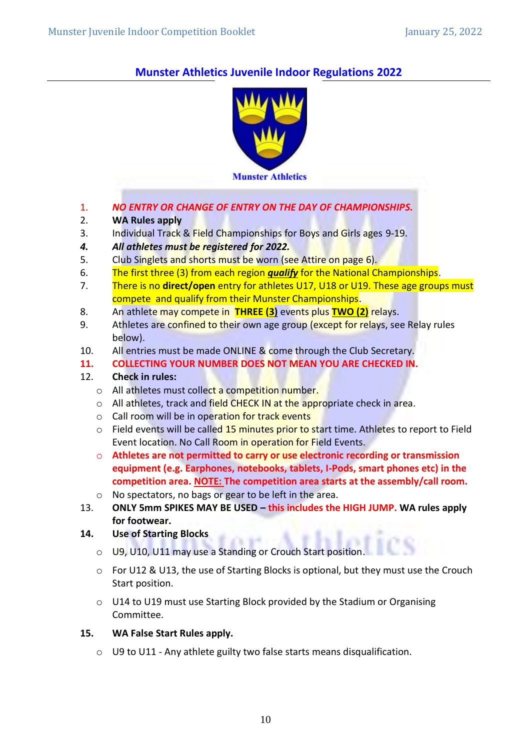## Munster Athletics Juvenile Indoor Regulations 2022

Munster Athletics

1. *NO ENTRY OR CHANGE OF ENTRY ON THE DAY OF CHAMPIONSHIPS.*
2. **WA Rules apply**
3. Individual Track & Field Championships for Boys and Girls ages 9-19.
4. ***All athletes must be registered for 2022.***
5. Club Singlets and shorts must be worn (see Attire on page 6).
6. The first three (3) from each region ***qualify*** for the National Championships.
7. There is no **direct/open** entry for athletes U17, U18 or U19. These age groups must compete and qualify from their Munster Championships.
8. An athlete may compete in **THREE (3)** events plus **TWO (2)** relays.
9. Athletes are confined to their own age group (except for relays, see Relay rules below).
10. All entries must be made ONLINE & come through the Club Secretary.
11. **COLLECTING YOUR NUMBER DOES NOT MEAN YOU ARE CHECKED IN.**
12. **Check in rules:**
    - All athletes must collect a competition number.
    - All athletes, track and field CHECK IN at the appropriate check in area.
    - Call room will be in operation for track events
    - Field events will be called 15 minutes prior to start time. Athletes to report to Field Event location. No Call Room in operation for Field Events.
    - **Athletes are not permitted to carry or use electronic recording or transmission equipment (e.g. Earphones, notebooks, tablets, I-Pods, smart phones etc) in the competition area. NOTE: The competition area starts at the assembly/call room.**
    - No spectators, no bags or gear to be left in the area.
13. **ONLY 5mm SPIKES MAY BE USED – this includes the HIGH JUMP. WA rules apply for footwear.**
14. **Use of Starting Blocks**
    - U9, U10, U11 may use a Standing or Crouch Start position.
    - For U12 & U13, the use of Starting Blocks is optional, but they must use the Crouch Start position.
    - U14 to U19 must use Starting Block provided by the Stadium or Organising Committee.
15. **WA False Start Rules apply.**
    - U9 to U11 - Any athlete guilty two false starts means disqualification.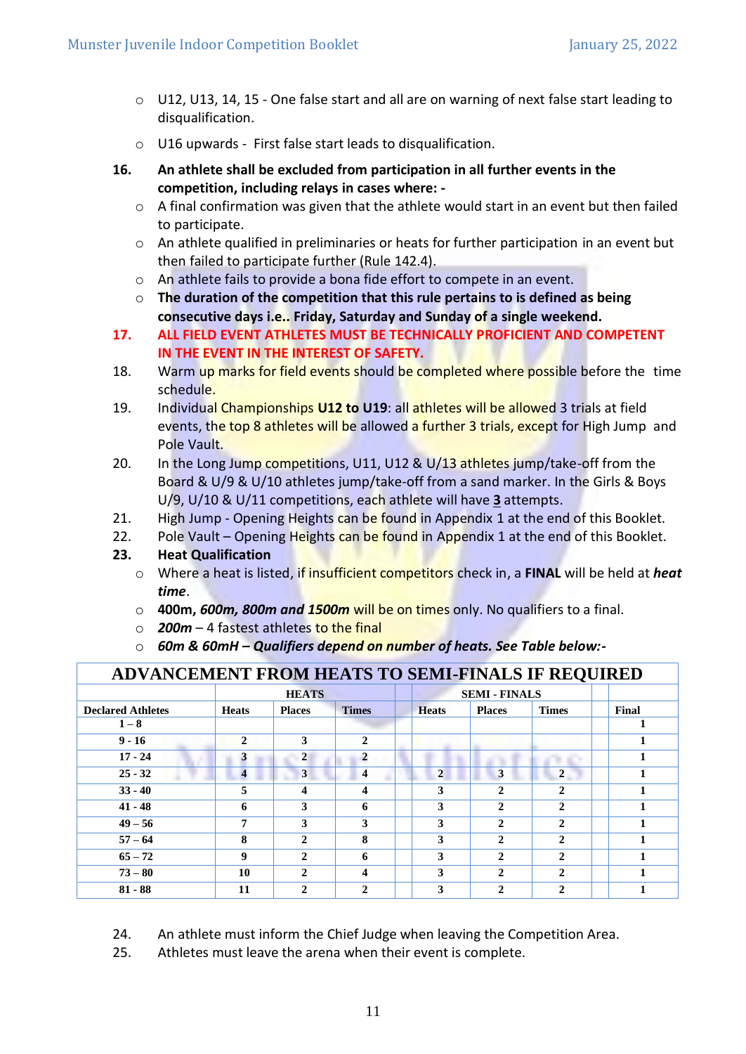- U12, U13, 14, 15 - One false start and all are on warning of next false start leading to disqualification.
- U16 upwards - First false start leads to disqualification.

16. **An athlete shall be excluded from participation in all further events in the competition, including relays in cases where: -**
    - A final confirmation was given that the athlete would start in an event but then failed to participate.
    - An athlete qualified in preliminaries or heats for further participation in an event but then failed to participate further (Rule 142.4).
    - An athlete fails to provide a bona fide effort to compete in an event.
    - **The duration of the competition that this rule pertains to is defined as being consecutive days i.e.. Friday, Saturday and Sunday of a single weekend.**
17. **ALL FIELD EVENT ATHLETES MUST BE TECHNICALLY PROFICIENT AND COMPETENT IN THE EVENT IN THE INTEREST OF SAFETY.**
18. Warm up marks for field events should be completed where possible before the time schedule.
19. Individual Championships **U12 to U19**: all athletes will be allowed 3 trials at field events, the top 8 athletes will be allowed a further 3 trials, except for High Jump and Pole Vault.
20. In the Long Jump competitions, U11, U12 & U/13 athletes jump/take-off from the Board & U/9 & U/10 athletes jump/take-off from a sand marker. In the Girls & Boys U/9, U/10 & U/11 competitions, each athlete will have **3** attempts.
21. High Jump - Opening Heights can be found in Appendix 1 at the end of this Booklet.
22. Pole Vault – Opening Heights can be found in Appendix 1 at the end of this Booklet.
23. **Heat Qualification**
    - Where a heat is listed, if insufficient competitors check in, a **FINAL** will be held at ***heat time***.
    - **400m, *600m, 800m and 1500m*** will be on times only. No qualifiers to a final.
    - ***200m*** – 4 fastest athletes to the final
    - ***60m & 60mH – Qualifiers depend on number of heats. See Table below:-***

| ADVANCEMENT FROM HEATS TO SEMI-FINALS IF REQUIRED | | | | | | | | |
|---|---|---|---|---|---|---|---|---|
| | HEATS | | | SEMI - FINALS | | | | |
| **Declared Athletes** | **Heats** | **Places** | **Times** | **Heats** | **Places** | **Times** | | **Final** |
| 1 – 8 | | | | | | | | 1 |
| 9 - 16 | 2 | 3 | 2 | | | | | 1 |
| 17 - 24 | 3 | 2 | 2 | | | | | 1 |
| 25 - 32 | 4 | 3 | 4 | 2 | 3 | 2 | | 1 |
| 33 - 40 | 5 | 4 | 4 | 3 | 2 | 2 | | 1 |
| 41 - 48 | 6 | 3 | 6 | 3 | 2 | 2 | | 1 |
| 49 – 56 | 7 | 3 | 3 | 3 | 2 | 2 | | 1 |
| 57 – 64 | 8 | 2 | 8 | 3 | 2 | 2 | | 1 |
| 65 – 72 | 9 | 2 | 6 | 3 | 2 | 2 | | 1 |
| 73 – 80 | 10 | 2 | 4 | 3 | 2 | 2 | | 1 |
| 81 - 88 | 11 | 2 | 2 | 3 | 2 | 2 | | 1 |

24. An athlete must inform the Chief Judge when leaving the Competition Area.
25. Athletes must leave the arena when their event is complete.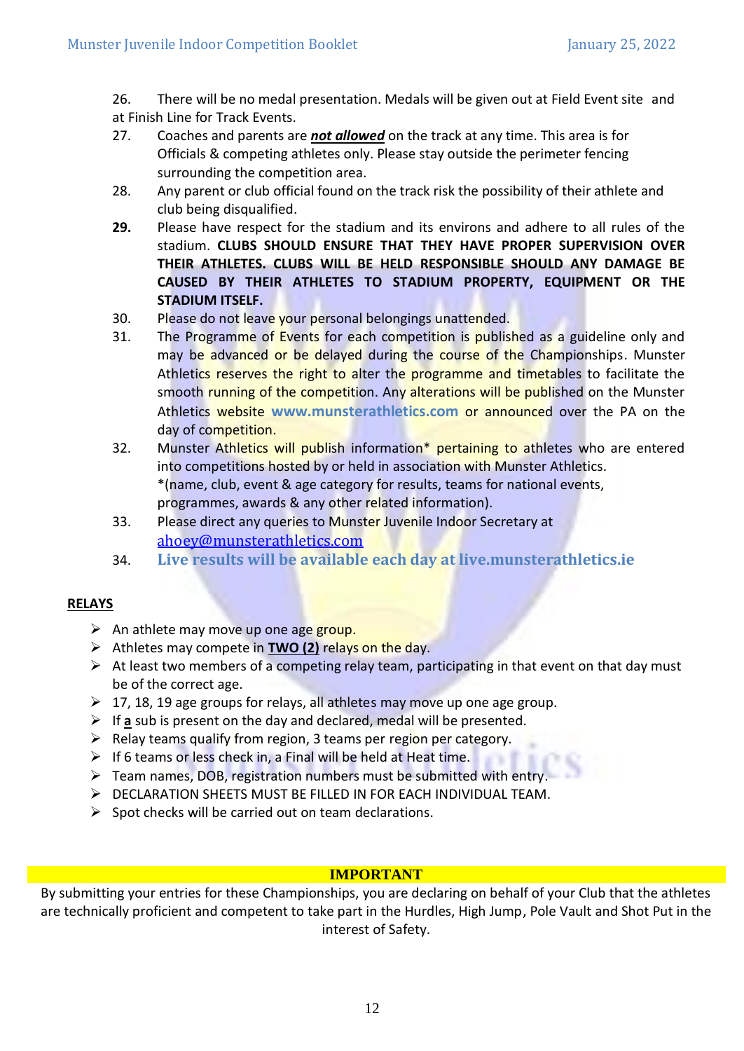26. There will be no medal presentation. Medals will be given out at Field Event site and at Finish Line for Track Events.
27. Coaches and parents are ***not allowed*** on the track at any time. This area is for Officials & competing athletes only. Please stay outside the perimeter fencing surrounding the competition area.
28. Any parent or club official found on the track risk the possibility of their athlete and club being disqualified.
29. Please have respect for the stadium and its environs and adhere to all rules of the stadium. **CLUBS SHOULD ENSURE THAT THEY HAVE PROPER SUPERVISION OVER THEIR ATHLETES. CLUBS WILL BE HELD RESPONSIBLE SHOULD ANY DAMAGE BE CAUSED BY THEIR ATHLETES TO STADIUM PROPERTY, EQUIPMENT OR THE STADIUM ITSELF.**
30. Please do not leave your personal belongings unattended.
31. The Programme of Events for each competition is published as a guideline only and may be advanced or be delayed during the course of the Championships. Munster Athletics reserves the right to alter the programme and timetables to facilitate the smooth running of the competition. Any alterations will be published on the Munster Athletics website **www.munsterathletics.com** or announced over the PA on the day of competition.
32. Munster Athletics will publish information* pertaining to athletes who are entered into competitions hosted by or held in association with Munster Athletics. *(name, club, event & age category for results, teams for national events, programmes, awards & any other related information).
33. Please direct any queries to Munster Juvenile Indoor Secretary at ahoey@munsterathletics.com
34. **Live results will be available each day at live.munsterathletics.ie**

## RELAYS

- An athlete may move up one age group.
- Athletes may compete in **TWO (2)** relays on the day.
- At least two members of a competing relay team, participating in that event on that day must be of the correct age.
- 17, 18, 19 age groups for relays, all athletes may move up one age group.
- If **a** sub is present on the day and declared, medal will be presented.
- Relay teams qualify from region, 3 teams per region per category.
- If 6 teams or less check in, a Final will be held at Heat time.
- Team names, DOB, registration numbers must be submitted with entry.
- DECLARATION SHEETS MUST BE FILLED IN FOR EACH INDIVIDUAL TEAM.
- Spot checks will be carried out on team declarations.

**IMPORTANT**

By submitting your entries for these Championships, you are declaring on behalf of your Club that the athletes are technically proficient and competent to take part in the Hurdles, High Jump, Pole Vault and Shot Put in the interest of Safety.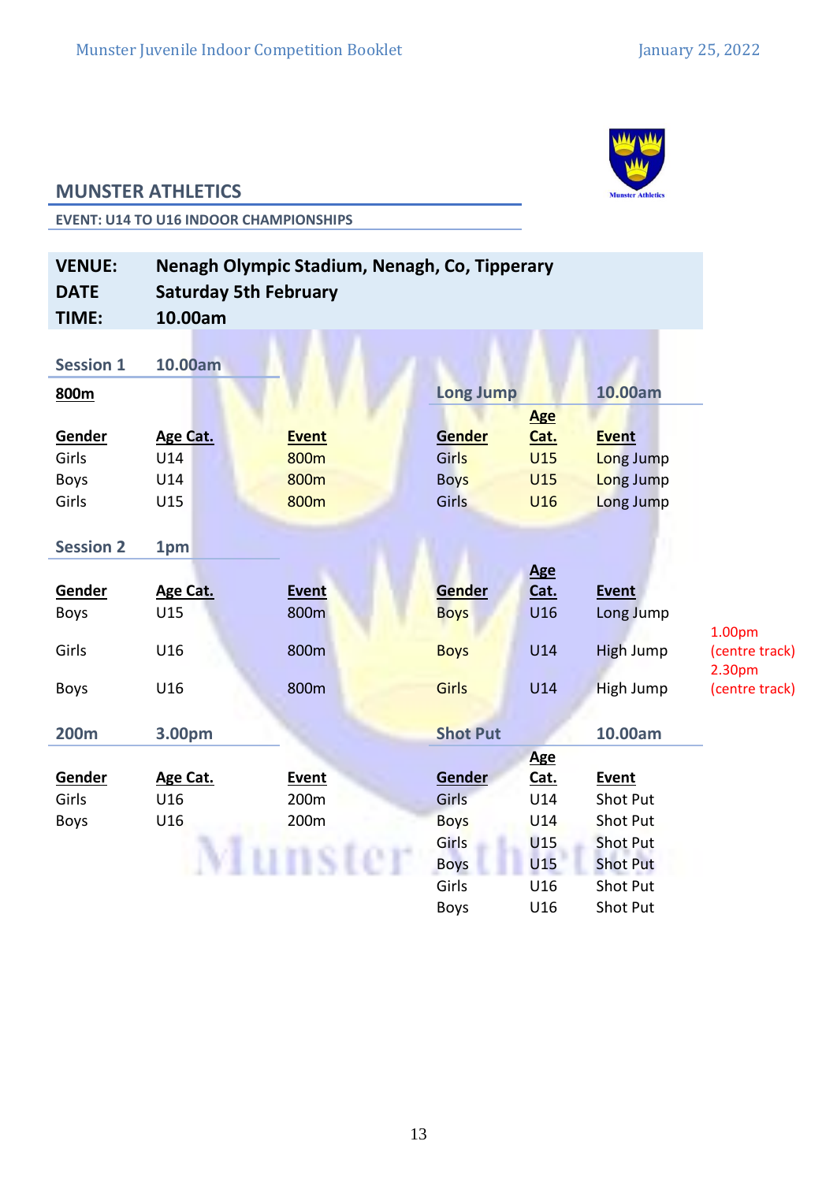## MUNSTER ATHLETICS

**EVENT: U14 TO U16 INDOOR CHAMPIONSHIPS**

| | |
|---|---|
| **VENUE:** | **Nenagh Olympic Stadium, Nenagh, Co, Tipperary** |
| **DATE** | **Saturday 5th February** |
| **TIME:** | **10.00am** |

### Session 1 — 10.00am

**800m**

| Gender | Age Cat. | Event |
|---|---|---|
| Girls | U14 | 800m |
| Boys | U14 | 800m |
| Girls | U15 | 800m |

### Session 2 — 1pm

| Gender | Age Cat. | Event |
|---|---|---|
| Boys | U15 | 800m |
| Girls | U16 | 800m |
| Boys | U16 | 800m |

### 200m — 3.00pm

| Gender | Age Cat. | Event |
|---|---|---|
| Girls | U16 | 200m |
| Boys | U16 | 200m |

### Long Jump — 10.00am

| Gender | Age Cat. | Event | |
|---|---|---|---|
| Girls | U15 | Long Jump | |
| Boys | U15 | Long Jump | |
| Girls | U16 | Long Jump | |
| Boys | U16 | Long Jump | |
| Boys | U14 | High Jump | 1.00pm (centre track) |
| Girls | U14 | High Jump | 2.30pm (centre track) |

### Shot Put — 10.00am

| Gender | Age Cat. | Event |
|---|---|---|
| Girls | U14 | Shot Put |
| Boys | U14 | Shot Put |
| Girls | U15 | Shot Put |
| Boys | U15 | Shot Put |
| Girls | U16 | Shot Put |
| Boys | U16 | Shot Put |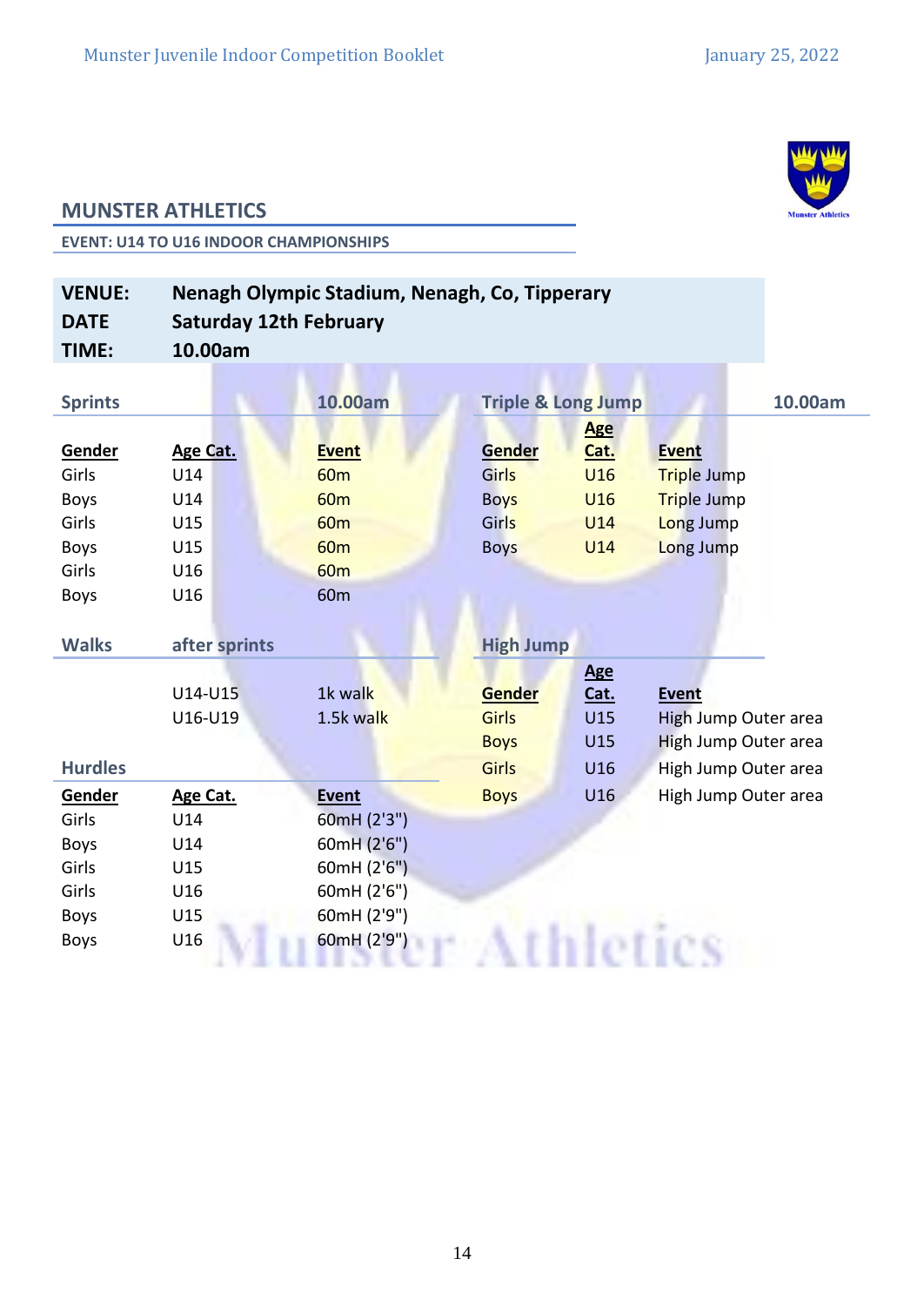## MUNSTER ATHLETICS

### EVENT: U14 TO U16 INDOOR CHAMPIONSHIPS

| | |
|---|---|
| **VENUE:** | **Nenagh Olympic Stadium, Nenagh, Co, Tipperary** |
| **DATE** | **Saturday 12th February** |
| **TIME:** | **10.00am** |

### Sprints — 10.00am

| Gender | Age Cat. | Event |
|---|---|---|
| Girls | U14 | 60m |
| Boys | U14 | 60m |
| Girls | U15 | 60m |
| Boys | U15 | 60m |
| Girls | U16 | 60m |
| Boys | U16 | 60m |

### Walks — after sprints

| Age Cat. | Event |
|---|---|
| U14-U15 | 1k walk |
| U16-U19 | 1.5k walk |

### Hurdles

| Gender | Age Cat. | Event |
|---|---|---|
| Girls | U14 | 60mH (2'3") |
| Boys | U14 | 60mH (2'6") |
| Girls | U15 | 60mH (2'6") |
| Girls | U16 | 60mH (2'6") |
| Boys | U15 | 60mH (2'9") |
| Boys | U16 | 60mH (2'9") |

### Triple & Long Jump — 10.00am

| Gender | Age Cat. | Event |
|---|---|---|
| Girls | U16 | Triple Jump |
| Boys | U16 | Triple Jump |
| Girls | U14 | Long Jump |
| Boys | U14 | Long Jump |

### High Jump

| Gender | Age Cat. | Event |
|---|---|---|
| Girls | U15 | High Jump Outer area |
| Boys | U15 | High Jump Outer area |
| Girls | U16 | High Jump Outer area |
| Boys | U16 | High Jump Outer area |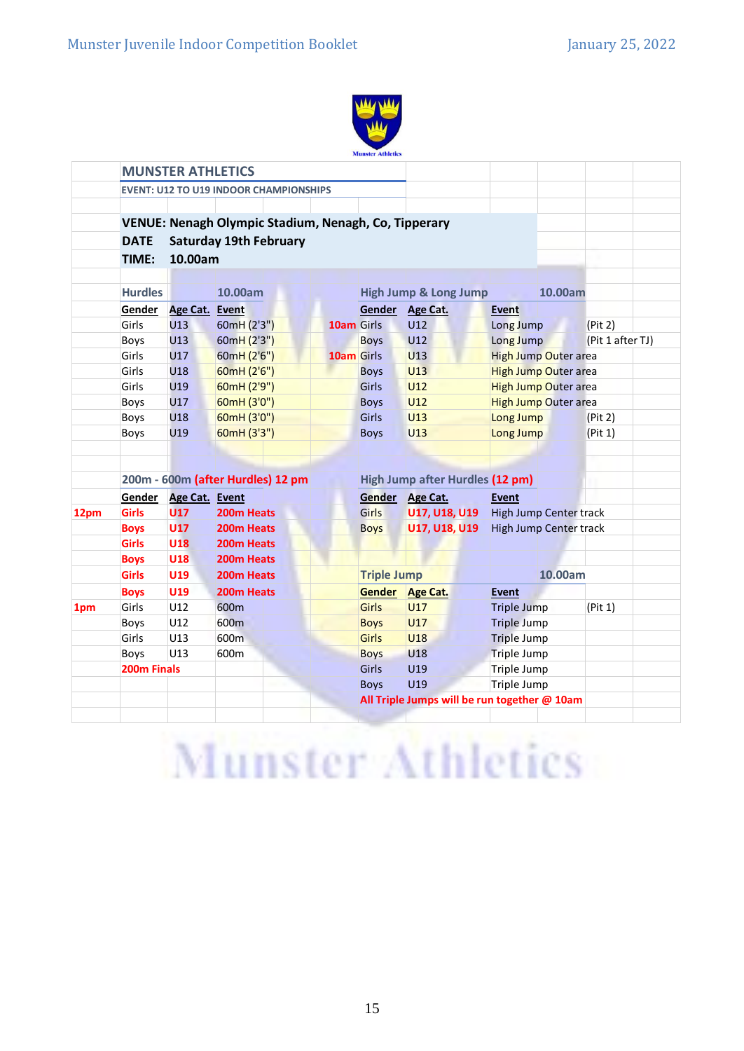## MUNSTER ATHLETICS

EVENT: U12 TO U19 INDOOR CHAMPIONSHIPS

**VENUE:** Nenagh Olympic Stadium, Nenagh, Co, Tipperary
**DATE** Saturday 19th February
**TIME:** 10.00am

### Hurdles 10.00am

| Gender | Age Cat. | Event |
|---|---|---|
| Girls | U13 | 60mH (2'3") |
| Boys | U13 | 60mH (2'3") |
| Girls | U17 | 60mH (2'6") |
| Girls | U18 | 60mH (2'6") |
| Girls | U19 | 60mH (2'9") |
| Boys | U17 | 60mH (3'0") |
| Boys | U18 | 60mH (3'0") |
| Boys | U19 | 60mH (3'3") |

### High Jump & Long Jump 10.00am

| | Gender | Age Cat. | Event | |
|---|---|---|---|---|
| 10am | Girls | U12 | Long Jump | (Pit 2) |
| | Boys | U12 | Long Jump | (Pit 1 after TJ) |
| 10am | Girls | U13 | High Jump Outer area | |
| | Boys | U13 | High Jump Outer area | |
| | Girls | U12 | High Jump Outer area | |
| | Boys | U12 | High Jump Outer area | |
| | Girls | U13 | Long Jump | (Pit 2) |
| | Boys | U13 | Long Jump | (Pit 1) |

### 200m - 600m (after Hurdles) 12 pm

| | Gender | Age Cat. | Event |
|---|---|---|---|
| 12pm | Girls | U17 | 200m Heats |
| | Boys | U17 | 200m Heats |
| | Girls | U18 | 200m Heats |
| | Boys | U18 | 200m Heats |
| | Girls | U19 | 200m Heats |
| | Boys | U19 | 200m Heats |
| 1pm | Girls | U12 | 600m |
| | Boys | U12 | 600m |
| | Girls | U13 | 600m |
| | Boys | U13 | 600m |
| | 200m Finals | | |

### High Jump after Hurdles (12 pm)

| Gender | Age Cat. | Event |
|---|---|---|
| Girls | U17, U18, U19 | High Jump Center track |
| Boys | U17, U18, U19 | High Jump Center track |

### Triple Jump 10.00am

| Gender | Age Cat. | Event | |
|---|---|---|---|
| Girls | U17 | Triple Jump | (Pit 1) |
| Boys | U17 | Triple Jump | |
| Girls | U18 | Triple Jump | |
| Boys | U18 | Triple Jump | |
| Girls | U19 | Triple Jump | |
| Boys | U19 | Triple Jump | |

All Triple Jumps will be run together @ 10am

Munster Athletics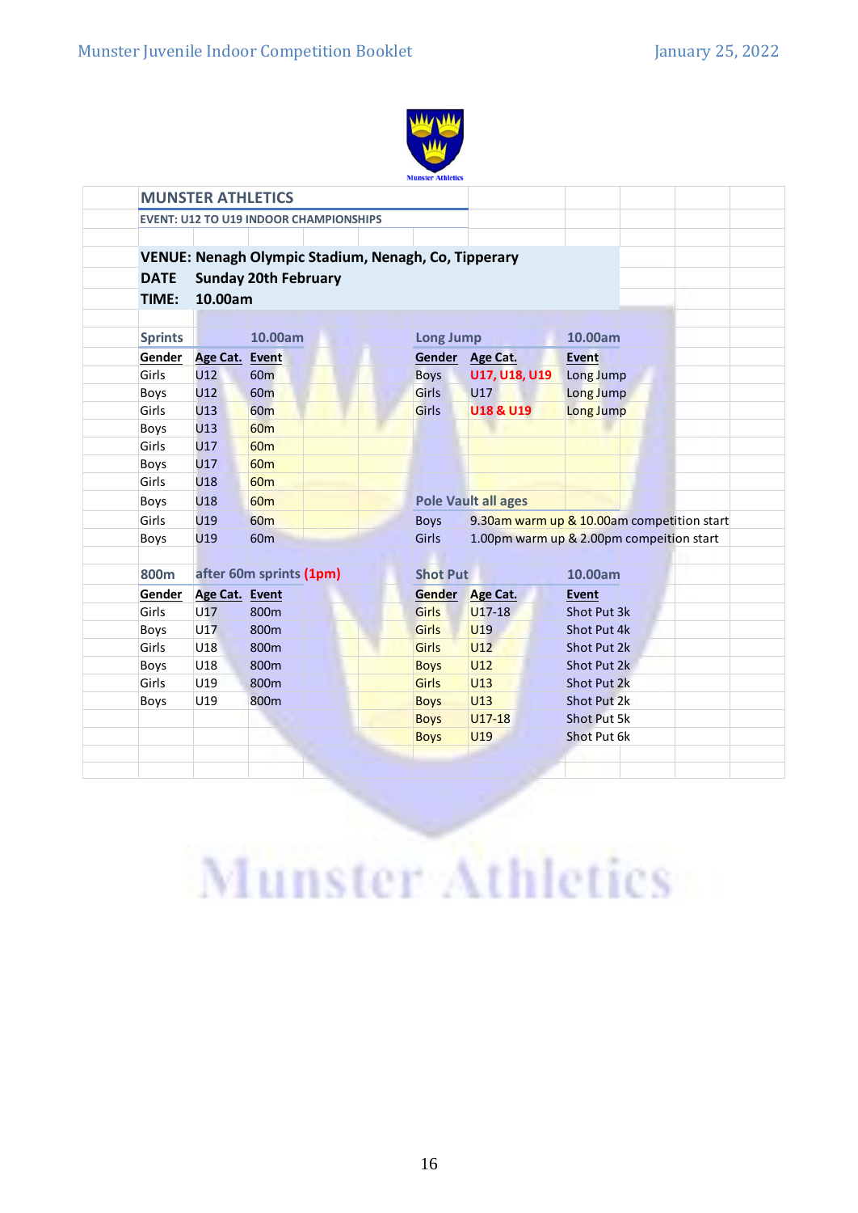## MUNSTER ATHLETICS

EVENT: U12 TO U19 INDOOR CHAMPIONSHIPS

**VENUE:** Nenagh Olympic Stadium, Nenagh, Co, Tipperary

**DATE** Sunday 20th February

**TIME:** 10.00am

### Sprints 10.00am

| Gender | Age Cat. | Event |
|---|---|---|
| Girls | U12 | 60m |
| Boys | U12 | 60m |
| Girls | U13 | 60m |
| Boys | U13 | 60m |
| Girls | U17 | 60m |
| Boys | U17 | 60m |
| Girls | U18 | 60m |
| Boys | U18 | 60m |
| Girls | U19 | 60m |
| Boys | U19 | 60m |

### Long Jump 10.00am

| Gender | Age Cat. | Event |
|---|---|---|
| Boys | U17, U18, U19 | Long Jump |
| Girls | U17 | Long Jump |
| Girls | U18 & U19 | Long Jump |

### Pole Vault all ages

| | |
|---|---|
| Boys | 9.30am warm up & 10.00am competition start |
| Girls | 1.00pm warm up & 2.00pm compeition start |

### 800m after 60m sprints (1pm)

| Gender | Age Cat. | Event |
|---|---|---|
| Girls | U17 | 800m |
| Boys | U17 | 800m |
| Girls | U18 | 800m |
| Boys | U18 | 800m |
| Girls | U19 | 800m |
| Boys | U19 | 800m |

### Shot Put 10.00am

| Gender | Age Cat. | Event |
|---|---|---|
| Girls | U17-18 | Shot Put 3k |
| Girls | U19 | Shot Put 4k |
| Girls | U12 | Shot Put 2k |
| Boys | U12 | Shot Put 2k |
| Girls | U13 | Shot Put 2k |
| Boys | U13 | Shot Put 2k |
| Boys | U17-18 | Shot Put 5k |
| Boys | U19 | Shot Put 6k |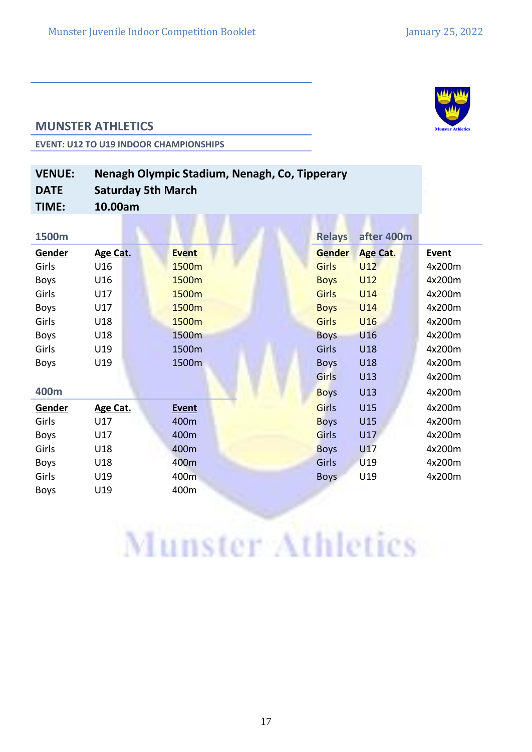## MUNSTER ATHLETICS

EVENT: U12 TO U19 INDOOR CHAMPIONSHIPS

**VENUE:** Nenagh Olympic Stadium, Nenagh, Co, Tipperary
**DATE** Saturday 5th March
**TIME:** 10.00am

### 1500m

| Gender | Age Cat. | Event |
|---|---|---|
| Girls | U16 | 1500m |
| Boys | U16 | 1500m |
| Girls | U17 | 1500m |
| Boys | U17 | 1500m |
| Girls | U18 | 1500m |
| Boys | U18 | 1500m |
| Girls | U19 | 1500m |
| Boys | U19 | 1500m |

### 400m

| Gender | Age Cat. | Event |
|---|---|---|
| Girls | U17 | 400m |
| Boys | U17 | 400m |
| Girls | U18 | 400m |
| Boys | U18 | 400m |
| Girls | U19 | 400m |
| Boys | U19 | 400m |

### Relays after 400m

| Gender | Age Cat. | Event |
|---|---|---|
| Girls | U12 | 4x200m |
| Boys | U12 | 4x200m |
| Girls | U14 | 4x200m |
| Boys | U14 | 4x200m |
| Girls | U16 | 4x200m |
| Boys | U16 | 4x200m |
| Girls | U18 | 4x200m |
| Boys | U18 | 4x200m |
| Girls | U13 | 4x200m |
| Boys | U13 | 4x200m |
| Girls | U15 | 4x200m |
| Boys | U15 | 4x200m |
| Girls | U17 | 4x200m |
| Boys | U17 | 4x200m |
| Girls | U19 | 4x200m |
| Boys | U19 | 4x200m |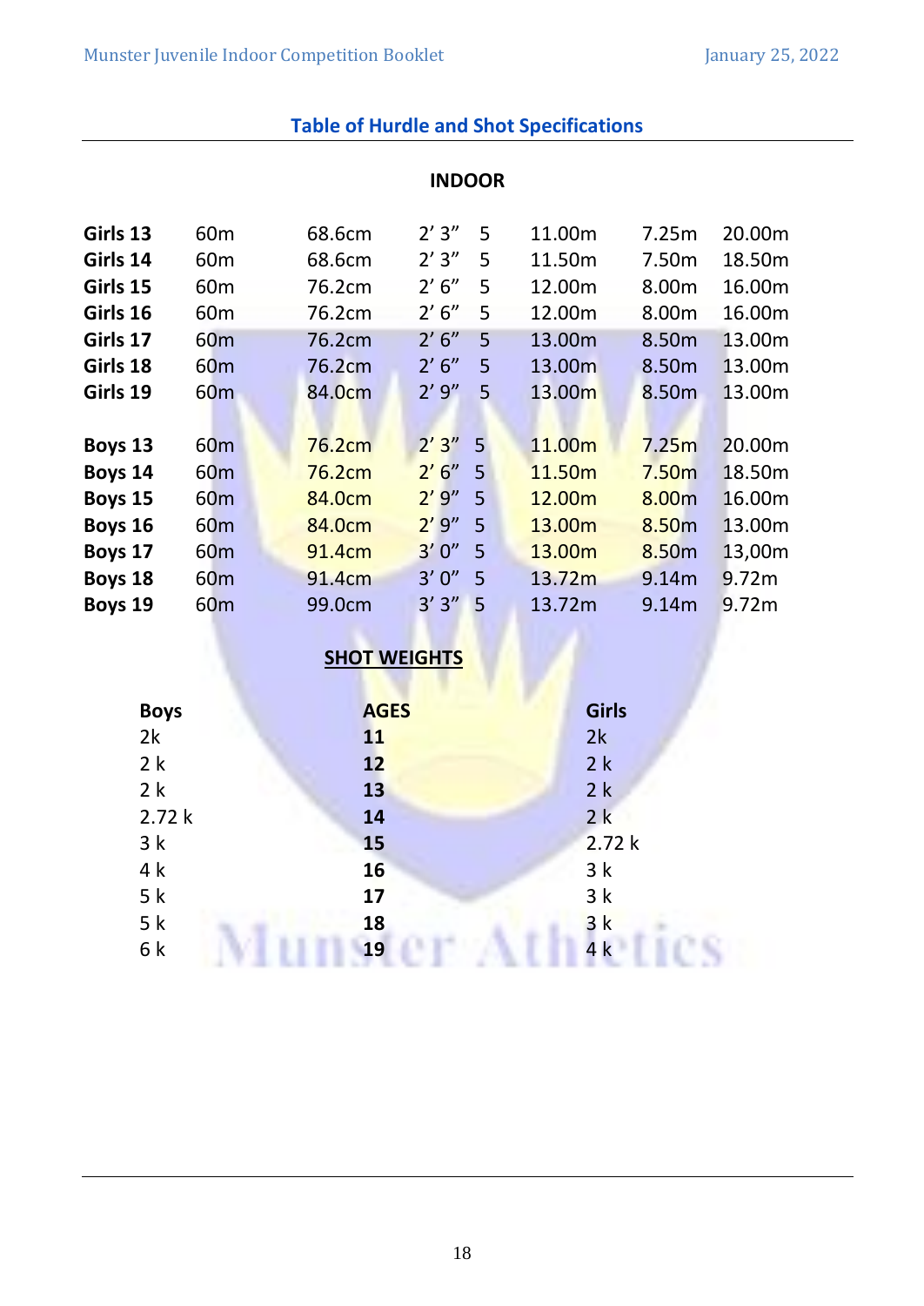## Table of Hurdle and Shot Specifications

### INDOOR

| | | | | | | | |
|---|---|---|---|---|---|---|---|
| **Girls 13** | 60m | 68.6cm | 2’ 3” | 5 | 11.00m | 7.25m | 20.00m |
| **Girls 14** | 60m | 68.6cm | 2’ 3” | 5 | 11.50m | 7.50m | 18.50m |
| **Girls 15** | 60m | 76.2cm | 2’ 6” | 5 | 12.00m | 8.00m | 16.00m |
| **Girls 16** | 60m | 76.2cm | 2’ 6” | 5 | 12.00m | 8.00m | 16.00m |
| **Girls 17** | 60m | 76.2cm | 2’ 6” | 5 | 13.00m | 8.50m | 13.00m |
| **Girls 18** | 60m | 76.2cm | 2’ 6” | 5 | 13.00m | 8.50m | 13.00m |
| **Girls 19** | 60m | 84.0cm | 2’ 9” | 5 | 13.00m | 8.50m | 13.00m |
| **Boys 13** | 60m | 76.2cm | 2’ 3” | 5 | 11.00m | 7.25m | 20.00m |
| **Boys 14** | 60m | 76.2cm | 2’ 6” | 5 | 11.50m | 7.50m | 18.50m |
| **Boys 15** | 60m | 84.0cm | 2’ 9” | 5 | 12.00m | 8.00m | 16.00m |
| **Boys 16** | 60m | 84.0cm | 2’ 9” | 5 | 13.00m | 8.50m | 13.00m |
| **Boys 17** | 60m | 91.4cm | 3’ 0” | 5 | 13.00m | 8.50m | 13,00m |
| **Boys 18** | 60m | 91.4cm | 3’ 0” | 5 | 13.72m | 9.14m | 9.72m |
| **Boys 19** | 60m | 99.0cm | 3’ 3” | 5 | 13.72m | 9.14m | 9.72m |

### SHOT WEIGHTS

| **Boys** | **AGES** | **Girls** |
|---|---|---|
| 2k | **11** | 2k |
| 2 k | **12** | 2 k |
| 2 k | **13** | 2 k |
| 2.72 k | **14** | 2 k |
| 3 k | **15** | 2.72 k |
| 4 k | **16** | 3 k |
| 5 k | **17** | 3 k |
| 5 k | **18** | 3 k |
| 6 k | **19** | 4 k |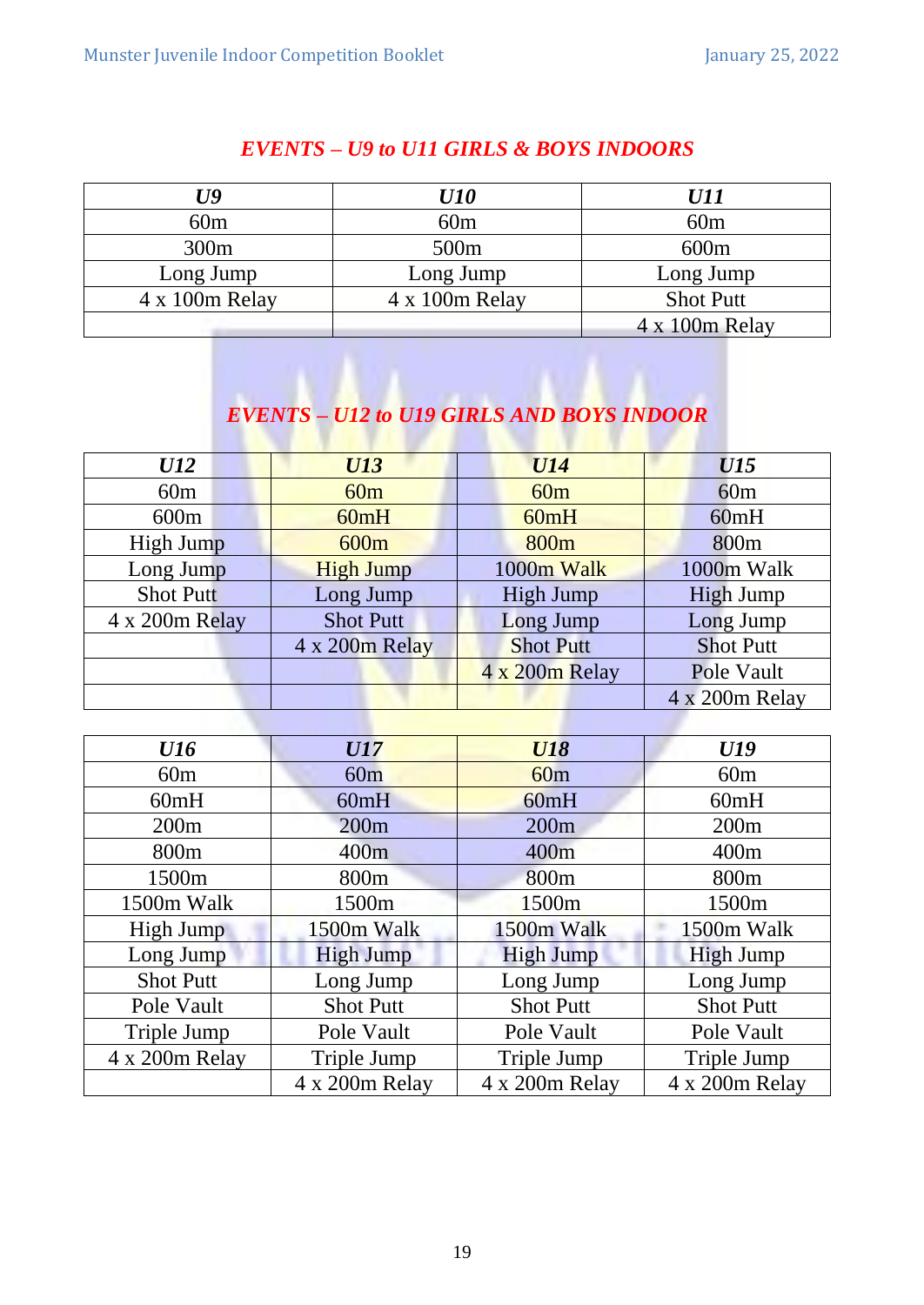## *EVENTS – U9 to U11 GIRLS & BOYS INDOORS*

| *U9* | *U10* | *U11* |
|---|---|---|
| 60m | 60m | 60m |
| 300m | 500m | 600m |
| Long Jump | Long Jump | Long Jump |
| 4 x 100m Relay | 4 x 100m Relay | Shot Putt |
| | | 4 x 100m Relay |

## *EVENTS – U12 to U19 GIRLS AND BOYS INDOOR*

| *U12* | *U13* | *U14* | *U15* |
|---|---|---|---|
| 60m | 60m | 60m | 60m |
| 600m | 60mH | 60mH | 60mH |
| High Jump | 600m | 800m | 800m |
| Long Jump | High Jump | 1000m Walk | 1000m Walk |
| Shot Putt | Long Jump | High Jump | High Jump |
| 4 x 200m Relay | Shot Putt | Long Jump | Long Jump |
| | 4 x 200m Relay | Shot Putt | Shot Putt |
| | | 4 x 200m Relay | Pole Vault |
| | | | 4 x 200m Relay |

| *U16* | *U17* | *U18* | *U19* |
|---|---|---|---|
| 60m | 60m | 60m | 60m |
| 60mH | 60mH | 60mH | 60mH |
| 200m | 200m | 200m | 200m |
| 800m | 400m | 400m | 400m |
| 1500m | 800m | 800m | 800m |
| 1500m Walk | 1500m | 1500m | 1500m |
| High Jump | 1500m Walk | 1500m Walk | 1500m Walk |
| Long Jump | High Jump | High Jump | High Jump |
| Shot Putt | Long Jump | Long Jump | Long Jump |
| Pole Vault | Shot Putt | Shot Putt | Shot Putt |
| Triple Jump | Pole Vault | Pole Vault | Pole Vault |
| 4 x 200m Relay | Triple Jump | Triple Jump | Triple Jump |
| | 4 x 200m Relay | 4 x 200m Relay | 4 x 200m Relay |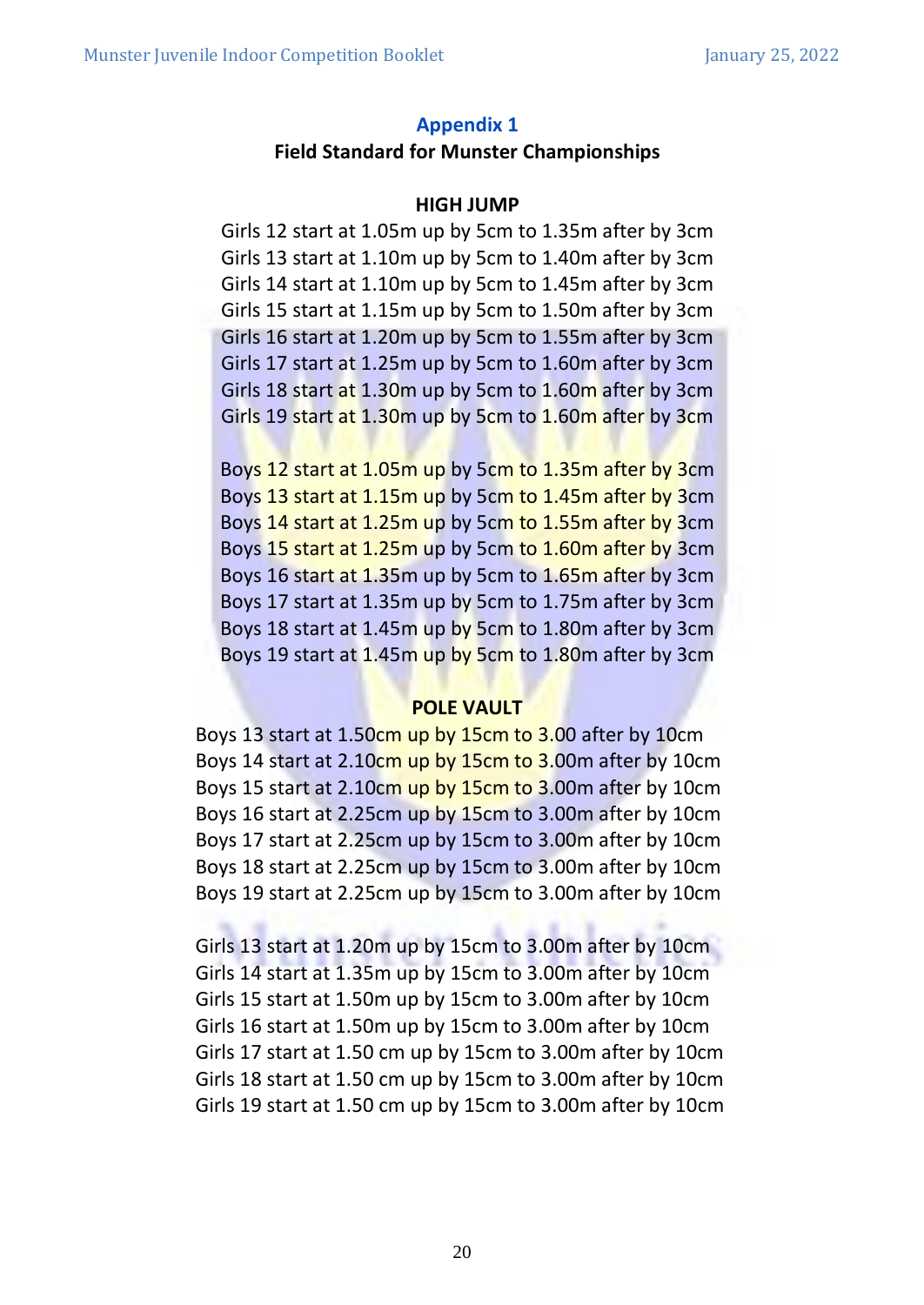## Appendix 1

**Field Standard for Munster Championships**

### HIGH JUMP

Girls 12 start at 1.05m up by 5cm to 1.35m after by 3cm
Girls 13 start at 1.10m up by 5cm to 1.40m after by 3cm
Girls 14 start at 1.10m up by 5cm to 1.45m after by 3cm
Girls 15 start at 1.15m up by 5cm to 1.50m after by 3cm
Girls 16 start at 1.20m up by 5cm to 1.55m after by 3cm
Girls 17 start at 1.25m up by 5cm to 1.60m after by 3cm
Girls 18 start at 1.30m up by 5cm to 1.60m after by 3cm
Girls 19 start at 1.30m up by 5cm to 1.60m after by 3cm

Boys 12 start at 1.05m up by 5cm to 1.35m after by 3cm
Boys 13 start at 1.15m up by 5cm to 1.45m after by 3cm
Boys 14 start at 1.25m up by 5cm to 1.55m after by 3cm
Boys 15 start at 1.25m up by 5cm to 1.60m after by 3cm
Boys 16 start at 1.35m up by 5cm to 1.65m after by 3cm
Boys 17 start at 1.35m up by 5cm to 1.75m after by 3cm
Boys 18 start at 1.45m up by 5cm to 1.80m after by 3cm
Boys 19 start at 1.45m up by 5cm to 1.80m after by 3cm

### POLE VAULT

Boys 13 start at 1.50cm up by 15cm to 3.00 after by 10cm
Boys 14 start at 2.10cm up by 15cm to 3.00m after by 10cm
Boys 15 start at 2.10cm up by 15cm to 3.00m after by 10cm
Boys 16 start at 2.25cm up by 15cm to 3.00m after by 10cm
Boys 17 start at 2.25cm up by 15cm to 3.00m after by 10cm
Boys 18 start at 2.25cm up by 15cm to 3.00m after by 10cm
Boys 19 start at 2.25cm up by 15cm to 3.00m after by 10cm

Girls 13 start at 1.20m up by 15cm to 3.00m after by 10cm
Girls 14 start at 1.35m up by 15cm to 3.00m after by 10cm
Girls 15 start at 1.50m up by 15cm to 3.00m after by 10cm
Girls 16 start at 1.50m up by 15cm to 3.00m after by 10cm
Girls 17 start at 1.50 cm up by 15cm to 3.00m after by 10cm
Girls 18 start at 1.50 cm up by 15cm to 3.00m after by 10cm
Girls 19 start at 1.50 cm up by 15cm to 3.00m after by 10cm